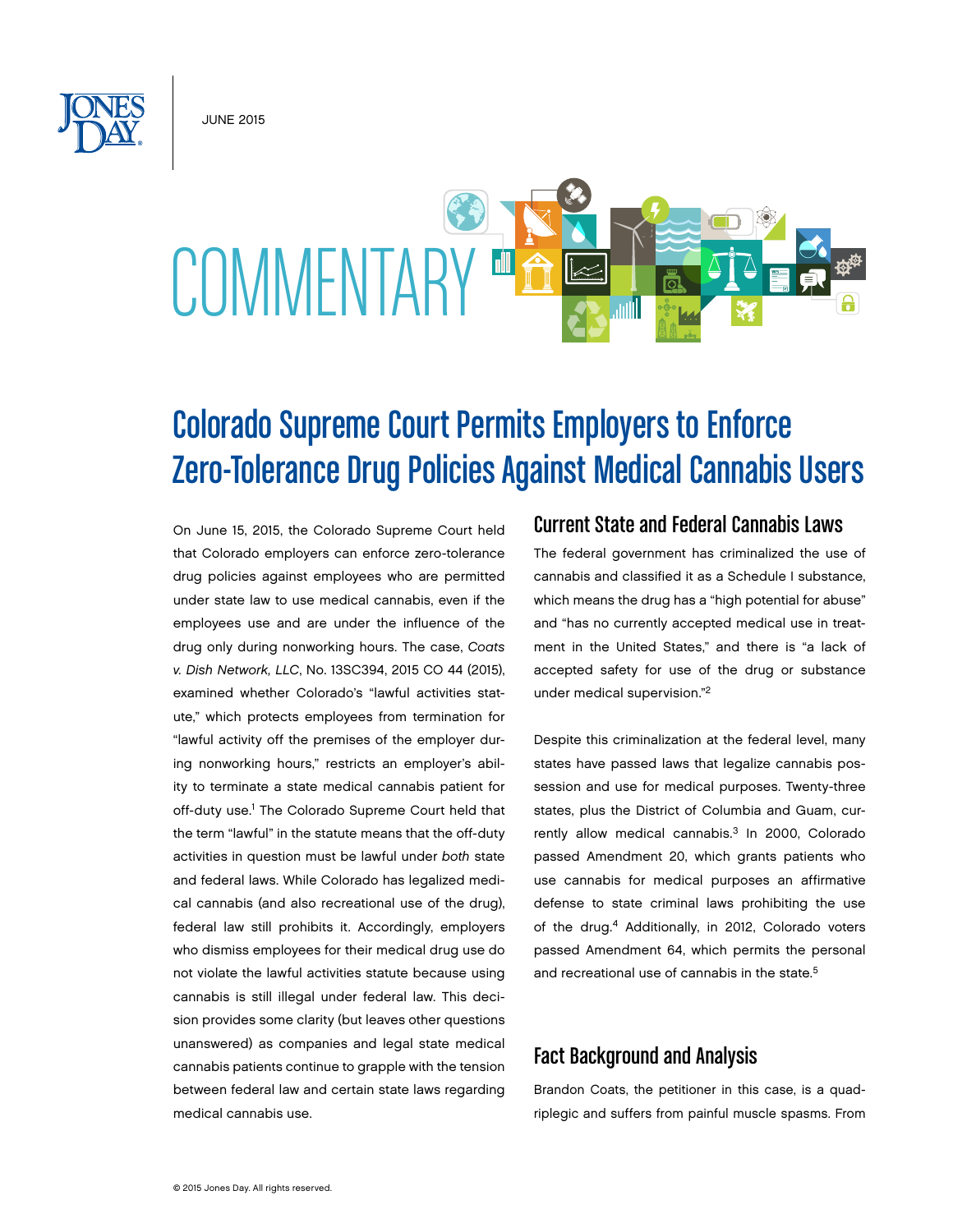JUNE 2015

# COMMENTARY

# Colorado Supreme Court Permits Employers to Enforce Zero-Tolerance Drug Policies Against Medical Cannabis Users

On June 15, 2015, the Colorado Supreme Court held that Colorado employers can enforce zero-tolerance drug policies against employees who are permitted under state law to use medical cannabis, even if the employees use and are under the influence of the drug only during nonworking hours. The case, *Coats v. Dish Network, LLC*, No. 13SC394, 2015 CO 44 (2015), examined whether Colorado's "lawful activities statute," which protects employees from termination for "lawful activity off the premises of the employer during nonworking hours," restricts an employer's ability to terminate a state medical cannabis patient for off-duty use.[1] The Colorado Supreme Court held that the term "lawful" in the statute means that the off-duty activities in question must be lawful under *both* state and federal laws. While Colorado has legalized medical cannabis (and also recreational use of the drug), federal law still prohibits it. Accordingly, employers who dismiss employees for their medical drug use do not violate the lawful activities statute because using cannabis is still illegal under federal law. This decision provides some clarity (but leaves other questions unanswered) as companies and legal state medical cannabis patients continue to grapple with the tension between federal law and certain state laws regarding medical cannabis use.

## Current State and Federal Cannabis Laws

The federal government has criminalized the use of cannabis and classified it as a Schedule I substance, which means the drug has a "high potential for abuse" and "has no currently accepted medical use in treatment in the United States," and there is "a lack of accepted safety for use of the drug or substance under medical supervision."[2]

Despite this criminalization at the federal level, many states have passed laws that legalize cannabis possession and use for medical purposes. Twenty-three states, plus the District of Columbia and Guam, currently allow medical cannabis.[3] In 2000, Colorado passed Amendment 20, which grants patients who use cannabis for medical purposes an affirmative defense to state criminal laws prohibiting the use of the drug.[4] Additionally, in 2012, Colorado voters passed Amendment 64, which permits the personal and recreational use of cannabis in the state.[5]

## Fact Background and Analysis

Brandon Coats, the petitioner in this case, is a quadriplegic and suffers from painful muscle spasms. From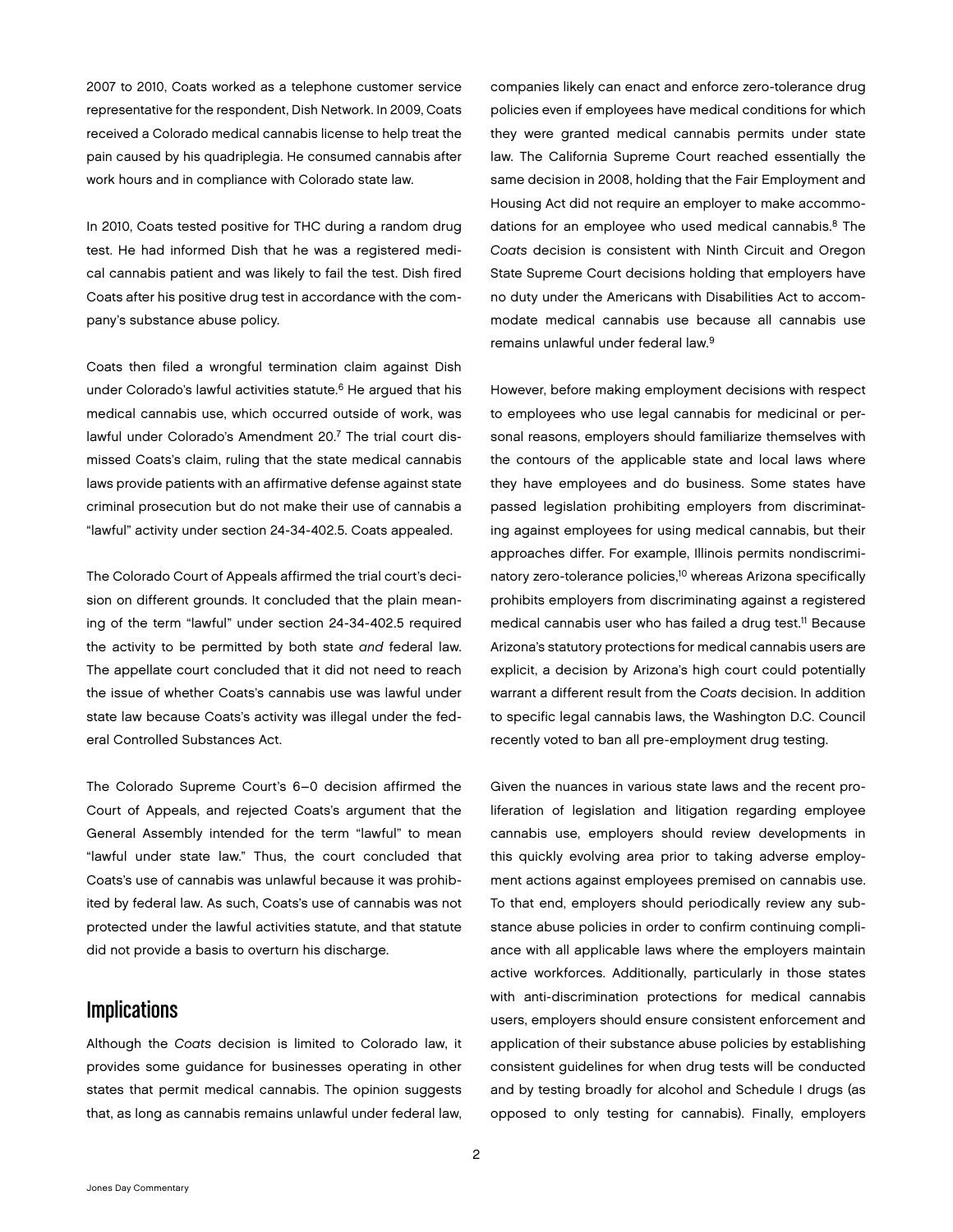2007 to 2010, Coats worked as a telephone customer service representative for the respondent, Dish Network. In 2009, Coats received a Colorado medical cannabis license to help treat the pain caused by his quadriplegia. He consumed cannabis after work hours and in compliance with Colorado state law.

In 2010, Coats tested positive for THC during a random drug test. He had informed Dish that he was a registered medical cannabis patient and was likely to fail the test. Dish fired Coats after his positive drug test in accordance with the company's substance abuse policy.

Coats then filed a wrongful termination claim against Dish under Colorado's lawful activities statute.[6] He argued that his medical cannabis use, which occurred outside of work, was lawful under Colorado's Amendment 20.[7] The trial court dismissed Coats's claim, ruling that the state medical cannabis laws provide patients with an affirmative defense against state criminal prosecution but do not make their use of cannabis a "lawful" activity under section 24-34-402.5. Coats appealed.

The Colorado Court of Appeals affirmed the trial court's decision on different grounds. It concluded that the plain meaning of the term "lawful" under section 24-34-402.5 required the activity to be permitted by both state *and* federal law. The appellate court concluded that it did not need to reach the issue of whether Coats's cannabis use was lawful under state law because Coats's activity was illegal under the federal Controlled Substances Act.

The Colorado Supreme Court's 6–0 decision affirmed the Court of Appeals, and rejected Coats's argument that the General Assembly intended for the term "lawful" to mean "lawful under state law." Thus, the court concluded that Coats's use of cannabis was unlawful because it was prohibited by federal law. As such, Coats's use of cannabis was not protected under the lawful activities statute, and that statute did not provide a basis to overturn his discharge.

## Implications

Although the *Coats* decision is limited to Colorado law, it provides some guidance for businesses operating in other states that permit medical cannabis. The opinion suggests that, as long as cannabis remains unlawful under federal law, companies likely can enact and enforce zero-tolerance drug policies even if employees have medical conditions for which they were granted medical cannabis permits under state law. The California Supreme Court reached essentially the same decision in 2008, holding that the Fair Employment and Housing Act did not require an employer to make accommodations for an employee who used medical cannabis.[8] The *Coats* decision is consistent with Ninth Circuit and Oregon State Supreme Court decisions holding that employers have no duty under the Americans with Disabilities Act to accommodate medical cannabis use because all cannabis use remains unlawful under federal law.[9]

However, before making employment decisions with respect to employees who use legal cannabis for medicinal or personal reasons, employers should familiarize themselves with the contours of the applicable state and local laws where they have employees and do business. Some states have passed legislation prohibiting employers from discriminating against employees for using medical cannabis, but their approaches differ. For example, Illinois permits nondiscriminatory zero-tolerance policies,[10] whereas Arizona specifically prohibits employers from discriminating against a registered medical cannabis user who has failed a drug test.[11] Because Arizona's statutory protections for medical cannabis users are explicit, a decision by Arizona's high court could potentially warrant a different result from the *Coats* decision. In addition to specific legal cannabis laws, the Washington D.C. Council recently voted to ban all pre-employment drug testing.

Given the nuances in various state laws and the recent proliferation of legislation and litigation regarding employee cannabis use, employers should review developments in this quickly evolving area prior to taking adverse employment actions against employees premised on cannabis use. To that end, employers should periodically review any substance abuse policies in order to confirm continuing compliance with all applicable laws where the employers maintain active workforces. Additionally, particularly in those states with anti-discrimination protections for medical cannabis users, employers should ensure consistent enforcement and application of their substance abuse policies by establishing consistent guidelines for when drug tests will be conducted and by testing broadly for alcohol and Schedule I drugs (as opposed to only testing for cannabis). Finally, employers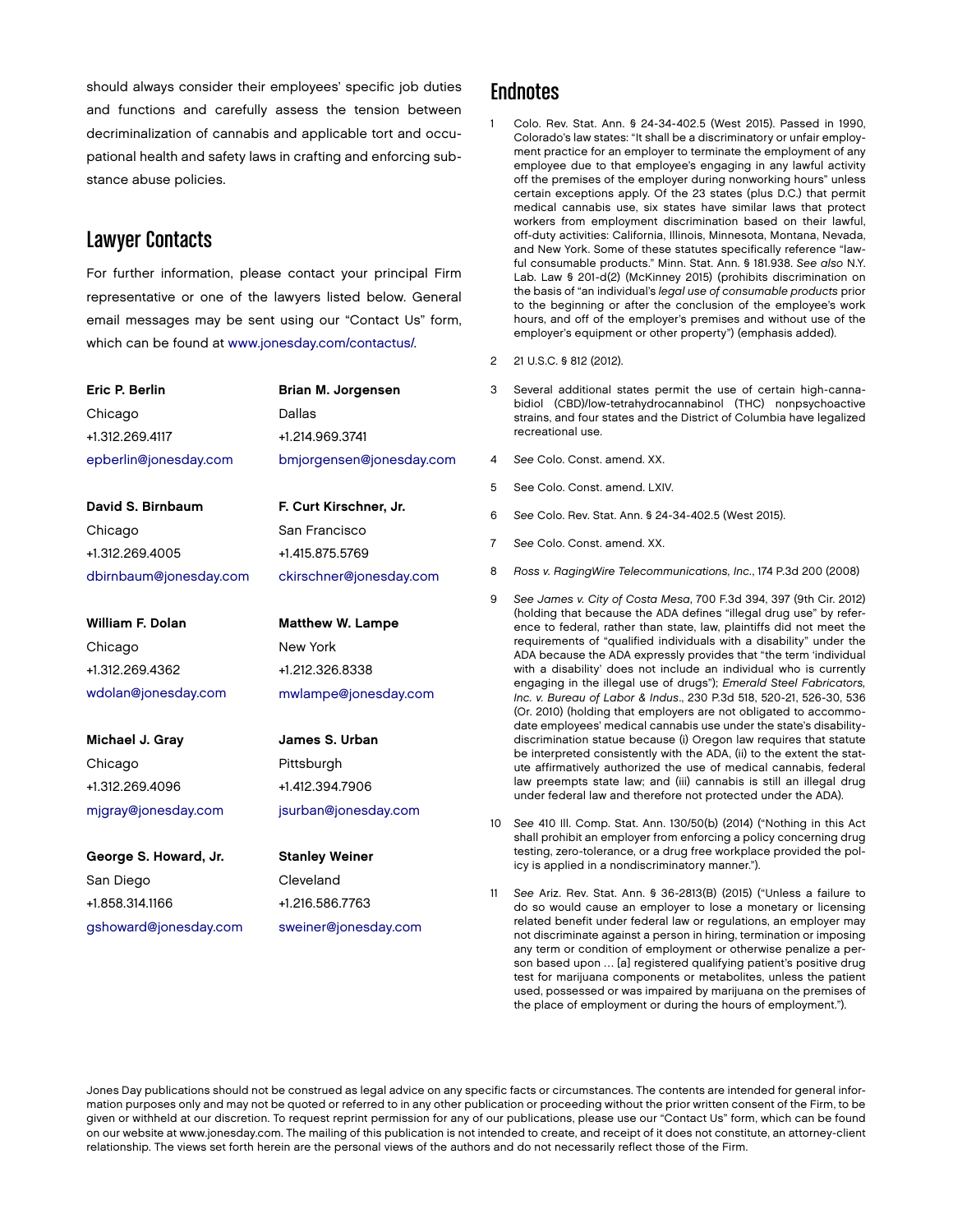should always consider their employees' specific job duties and functions and carefully assess the tension between decriminalization of cannabis and applicable tort and occupational health and safety laws in crafting and enforcing substance abuse policies.

## Lawyer Contacts

For further information, please contact your principal Firm representative or one of the lawyers listed below. General email messages may be sent using our "Contact Us" form, which can be found at www.jonesday.com/contactus/.

**Eric P. Berlin**
Chicago
+1.312.269.4117
epberlin@jonesday.com

**David S. Birnbaum**
Chicago
+1.312.269.4005
dbirnbaum@jonesday.com

**William F. Dolan**
Chicago
+1.312.269.4362
wdolan@jonesday.com

**Michael J. Gray**
Chicago
+1.312.269.4096
mjgray@jonesday.com

**George S. Howard, Jr.**
San Diego
+1.858.314.1166
gshoward@jonesday.com

**Brian M. Jorgensen**
Dallas
+1.214.969.3741
bmjorgensen@jonesday.com

**F. Curt Kirschner, Jr.**
San Francisco
+1.415.875.5769
ckirschner@jonesday.com

**Matthew W. Lampe**
New York
+1.212.326.8338
mwlampe@jonesday.com

**James S. Urban**
Pittsburgh
+1.412.394.7906
jsurban@jonesday.com

**Stanley Weiner**
Cleveland
+1.216.586.7763
sweiner@jonesday.com

## Endnotes

1 Colo. Rev. Stat. Ann. § 24-34-402.5 (West 2015). Passed in 1990, Colorado's law states: "It shall be a discriminatory or unfair employment practice for an employer to terminate the employment of any employee due to that employee's engaging in any lawful activity off the premises of the employer during nonworking hours" unless certain exceptions apply. Of the 23 states (plus D.C.) that permit medical cannabis use, six states have similar laws that protect workers from employment discrimination based on their lawful, off-duty activities: California, Illinois, Minnesota, Montana, Nevada, and New York. Some of these statutes specifically reference "lawful consumable products." Minn. Stat. Ann. § 181.938. *See also* N.Y. Lab. Law § 201-d(2) (McKinney 2015) (prohibits discrimination on the basis of "an individual's *legal use of consumable products* prior to the beginning or after the conclusion of the employee's work hours, and off of the employer's premises and without use of the employer's equipment or other property") (emphasis added).

2 21 U.S.C. § 812 (2012).

3 Several additional states permit the use of certain high-cannabidiol (CBD)/low-tetrahydrocannabinol (THC) nonpsychoactive strains, and four states and the District of Columbia have legalized recreational use.

4 *See* Colo. Const. amend. XX.

5 See Colo. Const. amend. LXIV.

6 *See* Colo. Rev. Stat. Ann. § 24-34-402.5 (West 2015).

7 *See* Colo. Const. amend. XX.

8 *Ross v. RagingWire Telecommunications, Inc.*, 174 P.3d 200 (2008)

9 *See James v. City of Costa Mesa*, 700 F.3d 394, 397 (9th Cir. 2012) (holding that because the ADA defines "illegal drug use" by reference to federal, rather than state, law, plaintiffs did not meet the requirements of "qualified individuals with a disability" under the ADA because the ADA expressly provides that "the term 'individual with a disability' does not include an individual who is currently engaging in the illegal use of drugs"); *Emerald Steel Fabricators, Inc. v. Bureau of Labor & Indus.*, 230 P.3d 518, 520-21, 526-30, 536 (Or. 2010) (holding that employers are not obligated to accommodate employees' medical cannabis use under the state's disability-discrimination statue because (i) Oregon law requires that statute be interpreted consistently with the ADA, (ii) to the extent the statute affirmatively authorized the use of medical cannabis, federal law preempts state law; and (iii) cannabis is still an illegal drug under federal law and therefore not protected under the ADA).

10 *See* 410 Ill. Comp. Stat. Ann. 130/50(b) (2014) ("Nothing in this Act shall prohibit an employer from enforcing a policy concerning drug testing, zero-tolerance, or a drug free workplace provided the policy is applied in a nondiscriminatory manner.").

11 *See* Ariz. Rev. Stat. Ann. § 36-2813(B) (2015) ("Unless a failure to do so would cause an employer to lose a monetary or licensing related benefit under federal law or regulations, an employer may not discriminate against a person in hiring, termination or imposing any term or condition of employment or otherwise penalize a person based upon … [a] registered qualifying patient's positive drug test for marijuana components or metabolites, unless the patient used, possessed or was impaired by marijuana on the premises of the place of employment or during the hours of employment.").

Jones Day publications should not be construed as legal advice on any specific facts or circumstances. The contents are intended for general information purposes only and may not be quoted or referred to in any other publication or proceeding without the prior written consent of the Firm, to be given or withheld at our discretion. To request reprint permission for any of our publications, please use our "Contact Us" form, which can be found on our website at www.jonesday.com. The mailing of this publication is not intended to create, and receipt of it does not constitute, an attorney-client relationship. The views set forth herein are the personal views of the authors and do not necessarily reflect those of the Firm.